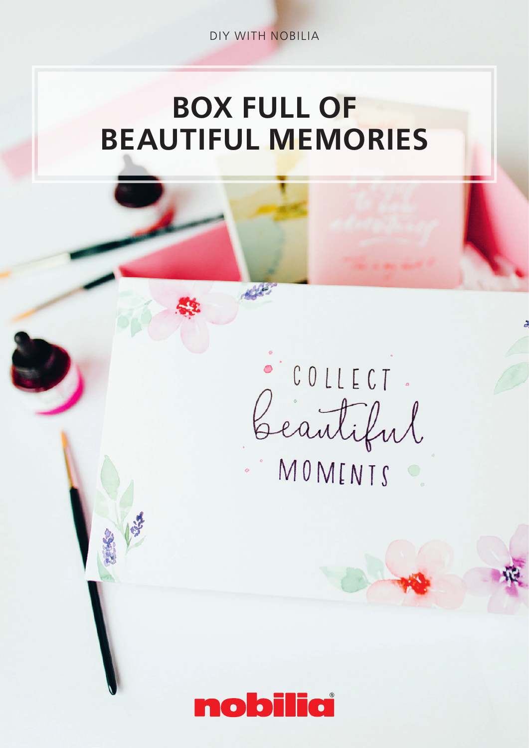DIY WITH NOBILIA

# BOX FULL OF BEAUTIFUL MEMORIES

COLLECT
Beautiful
MOMENTS

nobilia®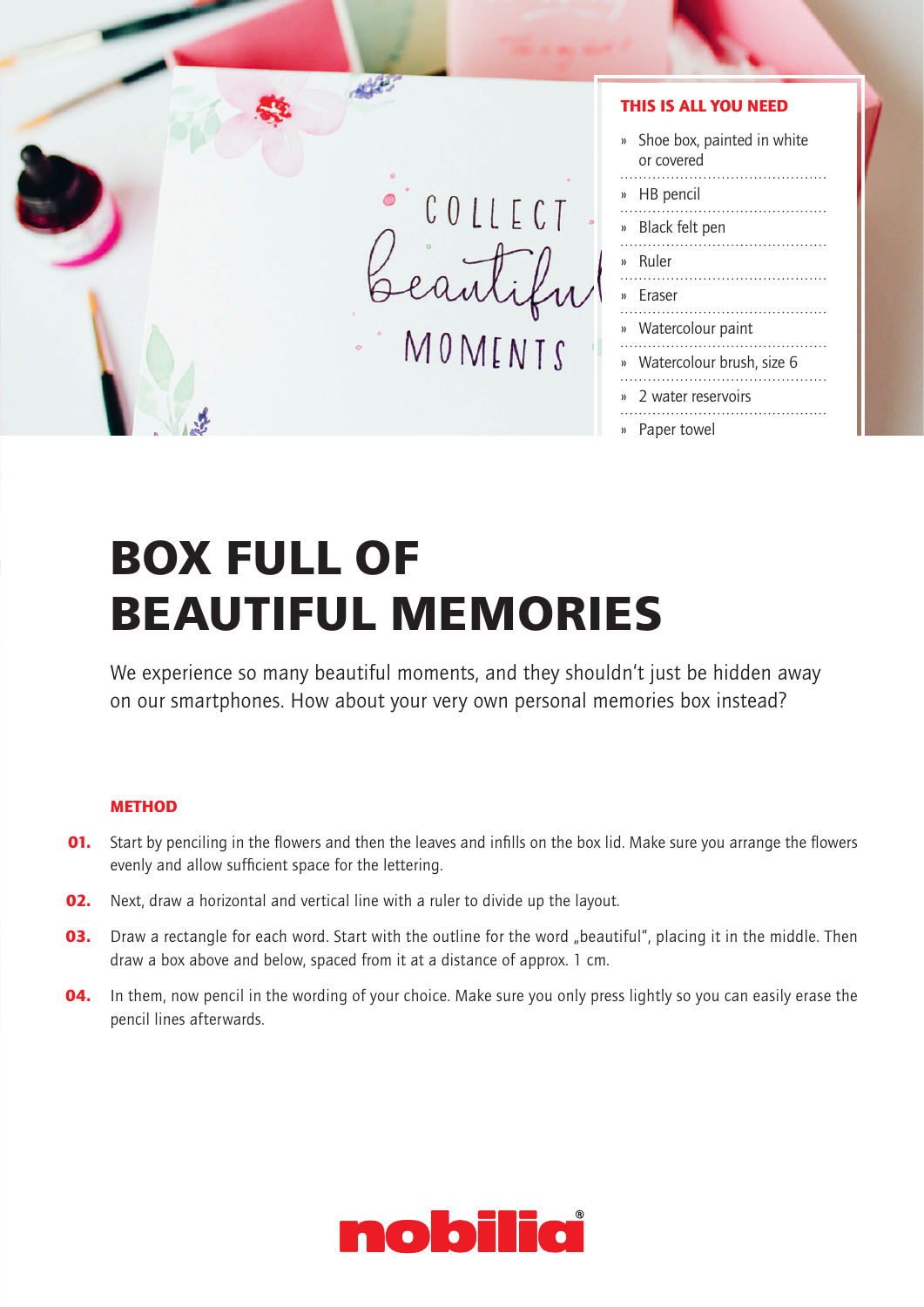## THIS IS ALL YOU NEED

- Shoe box, painted in white or covered
- HB pencil
- Black felt pen
- Ruler
- Eraser
- Watercolour paint
- Watercolour brush, size 6
- 2 water reservoirs
- Paper towel

# BOX FULL OF BEAUTIFUL MEMORIES

We experience so many beautiful moments, and they shouldn't just be hidden away on our smartphones. How about your very own personal memories box instead?

### METHOD

**01.** Start by penciling in the flowers and then the leaves and infills on the box lid. Make sure you arrange the flowers evenly and allow sufficient space for the lettering.

**02.** Next, draw a horizontal and vertical line with a ruler to divide up the layout.

**03.** Draw a rectangle for each word. Start with the outline for the word „beautiful", placing it in the middle. Then draw a box above and below, spaced from it at a distance of approx. 1 cm.

**04.** In them, now pencil in the wording of your choice. Make sure you only press lightly so you can easily erase the pencil lines afterwards.

nobilia®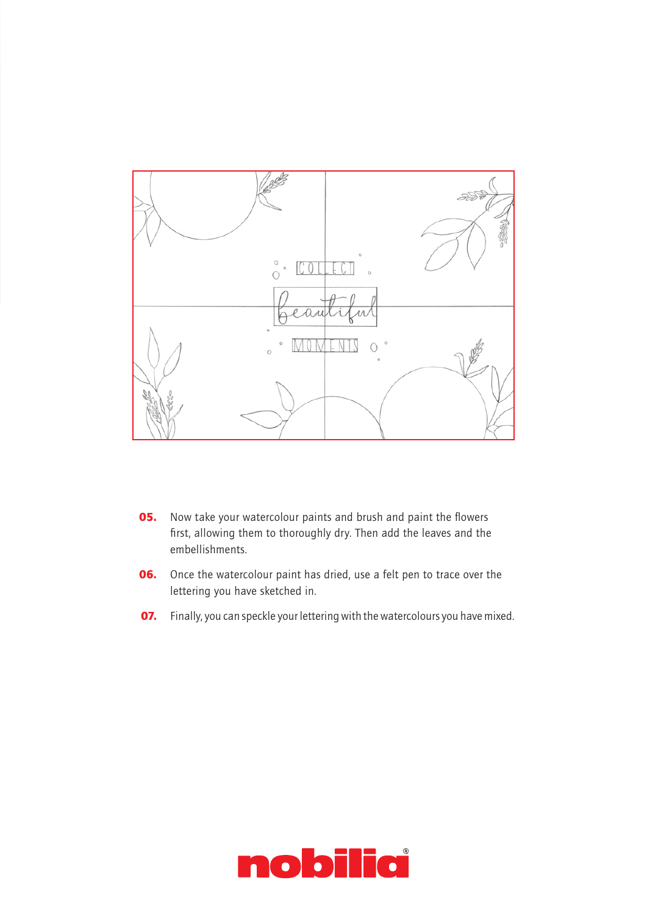**05.** Now take your watercolour paints and brush and paint the flowers first, allowing them to thoroughly dry. Then add the leaves and the embellishments.

**06.** Once the watercolour paint has dried, use a felt pen to trace over the lettering you have sketched in.

**07.** Finally, you can speckle your lettering with the watercolours you have mixed.